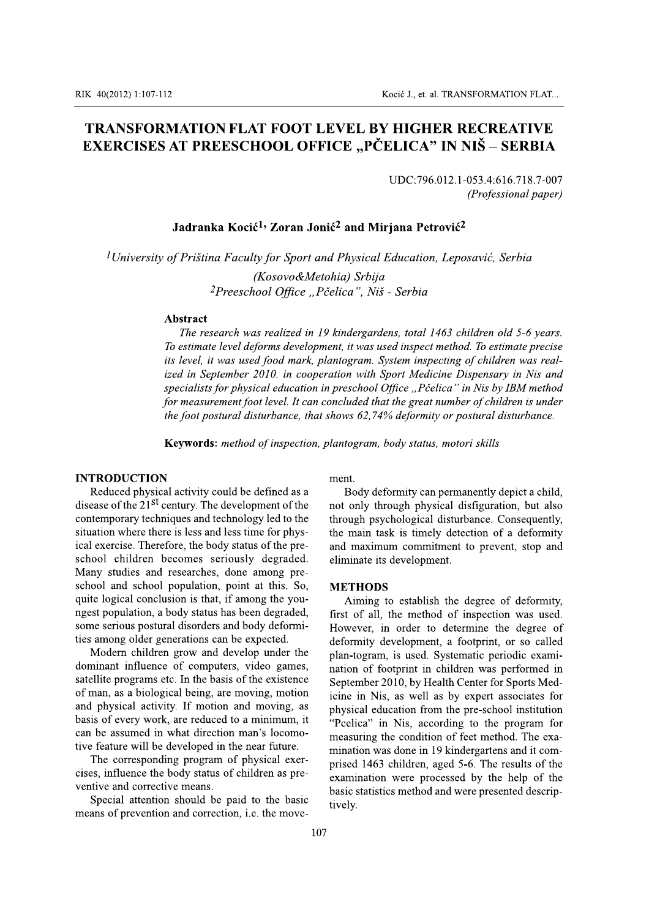# TRANSFORMATION FLAT FOOT LEVEL BY HIGHER RECREATIVE EXERCISES AT PREESCHOOL OFFICE „PČELICA" IN NIŠ – SERBIA

UDC:796.012.1-053.4:616.718.7-007
*(Professional paper)*

**Jadranka Kocić[1], Zoran Jonić[2] and Mirjana Petrović[2]**

*[1]University of Priština Faculty for Sport and Physical Education, Leposavić, Serbia (Kosovo&Metohia) Srbija*
*[2]Preeschool Office „Pčelica", Niš - Serbia*

**Abstract**

*The research was realized in 19 kindergardens, total 1463 children old 5-6 years. To estimate level deforms development, it was used inspect method. To estimate precise its level, it was used food mark, plantogram. System inspecting of children was realized in September 2010. in cooperation with Sport Medicine Dispensary in Nis and specialists for physical education in preschool Office „Pčelica" in Nis by IBM method for measurement foot level. It can concluded that the great number of children is under the foot postural disturbance, that shows 62,74% deformity or postural disturbance.*

**Keywords:** *method of inspection, plantogram, body status, motori skills*

## INTRODUCTION

Reduced physical activity could be defined as a disease of the 21st century. The development of the contemporary techniques and technology led to the situation where there is less and less time for physical exercise. Therefore, the body status of the preschool children becomes seriously degraded. Many studies and researches, done among preschool and school population, point at this. So, quite logical conclusion is that, if among the youngest population, a body status has been degraded, some serious postural disorders and body deformities among older generations can be expected.

Modern children grow and develop under the dominant influence of computers, video games, satellite programs etc. In the basis of the existence of man, as a biological being, are moving, motion and physical activity. If motion and moving, as basis of every work, are reduced to a minimum, it can be assumed in what direction man's locomotive feature will be developed in the near future.

The corresponding program of physical exercises, influence the body status of children as preventive and corrective means.

Special attention should be paid to the basic means of prevention and correction, i.e. the movement.

Body deformity can permanently depict a child, not only through physical disfiguration, but also through psychological disturbance. Consequently, the main task is timely detection of a deformity and maximum commitment to prevent, stop and eliminate its development.

## METHODS

Aiming to establish the degree of deformity, first of all, the method of inspection was used. However, in order to determine the degree of deformity development, a footprint, or so called plan-togram, is used. Systematic periodic examination of footprint in children was performed in September 2010, by Health Center for Sports Medicine in Nis, as well as by expert associates for physical education from the pre-school institution "Pcelica" in Nis, according to the program for measuring the condition of feet method. The examination was done in 19 kindergartens and it comprised 1463 children, aged 5-6. The results of the examination were processed by the help of the basic statistics method and were presented descriptively.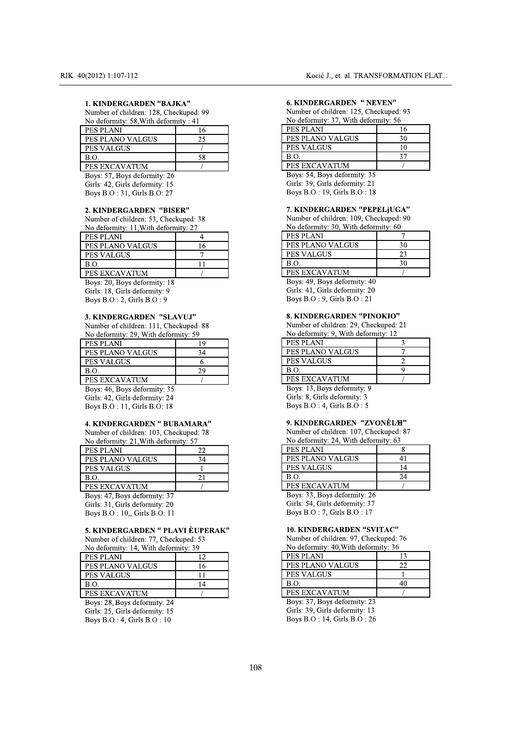### 1. KINDERGARDEN "BAJKA"

Number of children: 128, Checkuped: 99
No deformity: 58, With deformity : 41

| PES PLANI | 16 |
|---|---|
| PES PLANO VALGUS | 25 |
| PES VALGUS | / |
| B.O. | 58 |
| PES EXCAVATUM | / |

Boys: 57, Boys deformity: 26
Girls: 42, Girls deformity: 15
Boys B.O : 31, Girls B.O: 27

### 2. KINDERGARDEN "BISER"

Number of children: 53, Checkuped: 38
No deformity: 11, With deformity: 27

| PES PLANI | 4 |
|---|---|
| PES PLANO VALGUS | 16 |
| PES VALGUS | 7 |
| B.O. | 11 |
| PES EXCAVATUM | / |

Boys: 20, Boys deformity: 18
Girls: 18, Girls deformity: 9
Boys B.O : 2, Girls B.O : 9

### 3. KINDERGARDEN "SLAVUJ"

Number of children: 111, Checkuped: 88
No deformity: 29, With deformity: 59

| PES PLANI | 19 |
|---|---|
| PES PLANO VALGUS | 34 |
| PES VALGUS | 6 |
| B.O. | 29 |
| PES EXCAVATUM | / |

Boys: 46, Boys deformity: 35
Girls: 42, Girls deformity: 24
Boys B.O : 11, Girls B.O: 18

### 4. KINDERGARDEN " BUBAMARA"

Number of children: 103, Checkuped: 78
No deformity: 21, With deformity: 57

| PES PLANI | 22 |
|---|---|
| PES PLANO VALGUS | 34 |
| PES VALGUS | 1 |
| B.O. | 21 |
| PES EXCAVATUM | / |

Boys: 47, Boys deformity: 37
Girls: 31, Girls deformity: 20
Boys B.O : 10,, Girls B.O: 11

### 5. KINDERGARDEN " PLAVI ÈUPERAK"

Number of children: 77, Checkuped: 53
No deformity: 14, With deformity: 39

| PES PLANI | 12 |
|---|---|
| PES PLANO VALGUS | 16 |
| PES VALGUS | 11 |
| B.O. | 14 |
| PES EXCAVATUM | / |

Boys: 28, Boys deformity: 24
Girls: 25, Girls deformity: 15
Boys B.O : 4, Girls B.O : 10

### 6. KINDERGARDEN " NEVEN"

Number of children: 125, Checkuped: 93
No deformity: 37, With deformity: 56

| PES PLANI | 16 |
|---|---|
| PES PLANO VALGUS | 30 |
| PES VALGUS | 10 |
| B.O. | 37 |
| PES EXCAVATUM | / |

Boys: 54, Boys deformity: 35
Girls: 39, Girls deformity: 21
Boys B.O : 19, Girls B.O : 18

### 7. KINDERGARDEN "PEPELjUGA"

Number of children: 109, Checkuped: 90
No deformity: 30, With deformity: 60

| PES PLANI | 7 |
|---|---|
| PES PLANO VALGUS | 30 |
| PES VALGUS | 23 |
| B.O. | 30 |
| PES EXCAVATUM | / |

Boys: 49, Boys deformity: 40
Girls: 41, Girls deformity: 20
Boys B.O : 9, Girls B.O : 21

### 8. KINDERGARDEN "PINOKIO"

Number of children: 29, Checkuped: 21
No deformity: 9, With deformity: 12

| PES PLANI | 3 |
|---|---|
| PES PLANO VALGUS | 7 |
| PES VALGUS | 2 |
| B.O. | 9 |
| PES EXCAVATUM | / |

Boys: 13, Boys deformity: 9
Girls: 8, Girls deformity: 3
Boys B.O : 4, Girls B.O : 5

### 9. KINDERGARDEN "ZVONÈIÆI"

Number of children: 107, Checkuped: 87
No deformity: 24, With deformity: 63

| PES PLANI | 8 |
|---|---|
| PES PLANO VALGUS | 41 |
| PES VALGUS | 14 |
| B.O. | 24 |
| PES EXCAVATUM | / |

Boys: 33, Boys deformity: 26
Girls: 54, Girls deformity: 37
Boys B.O : 7, Girls B.O : 17

### 10. KINDERGARDEN "SVITAC"

Number of children: 97, Checkuped: 76
No deformity: 40, With deformity: 36

| PES PLANI | 13 |
|---|---|
| PES PLANO VALGUS | 22 |
| PES VALGUS | 1 |
| B.O. | 40 |
| PES EXCAVATUM | / |

Boys: 37, Boys deformity: 23
Girls: 39, Girls deformity: 13
Boys B.O : 14, Girls B.O : 26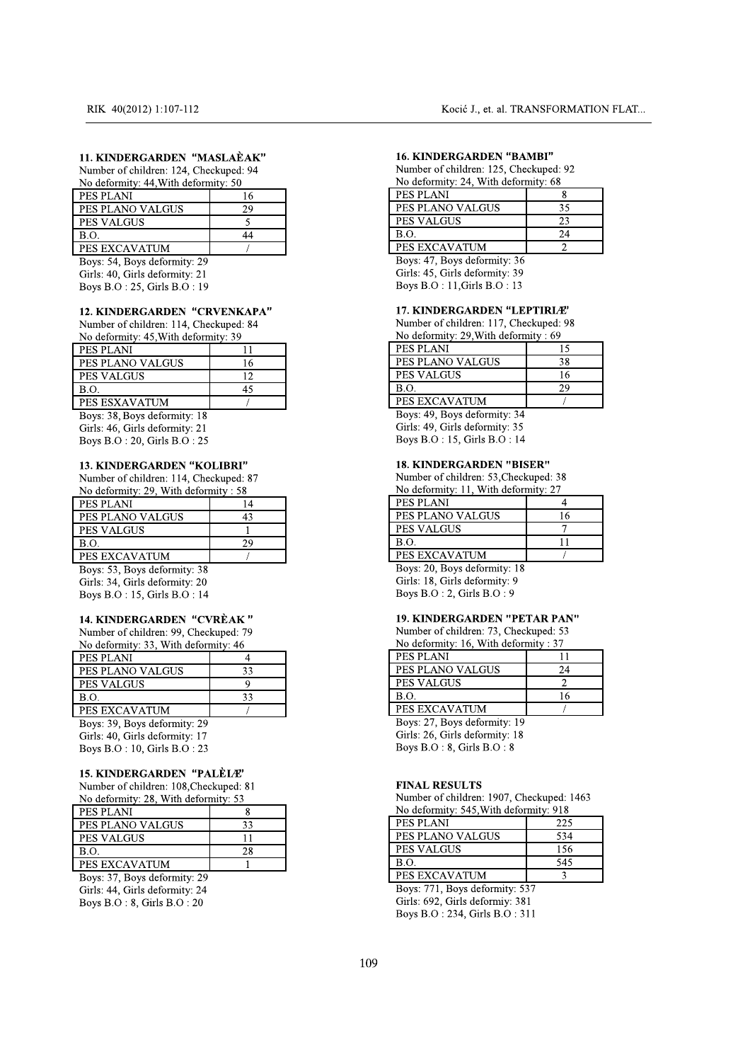### 11. KINDERGARDEN "MASLAÈAK"

Number of children: 124, Checkuped: 94
No deformity: 44,With deformity: 50

| | |
|---|---|
| PES PLANI | 16 |
| PES PLANO VALGUS | 29 |
| PES VALGUS | 5 |
| B.O. | 44 |
| PES EXCAVATUM | / |

Boys: 54, Boys deformity: 29
Girls: 40, Girls deformity: 21
Boys B.O : 25, Girls B.O : 19

### 12. KINDERGARDEN "CRVENKAPA"

Number of children: 114, Checkuped: 84
No deformity: 45,With deformity: 39

| | |
|---|---|
| PES PLANI | 11 |
| PES PLANO VALGUS | 16 |
| PES VALGUS | 12 |
| B.O. | 45 |
| PES ESXAVATUM | / |

Boys: 38, Boys deformity: 18
Girls: 46, Girls deformity: 21
Boys B.O : 20, Girls B.O : 25

### 13. KINDERGARDEN "KOLIBRI"

Number of children: 114, Checkuped: 87
No deformity: 29, With deformity : 58

| | |
|---|---|
| PES PLANI | 14 |
| PES PLANO VALGUS | 43 |
| PES VALGUS | 1 |
| B.O. | 29 |
| PES EXCAVATUM | / |

Boys: 53, Boys deformity: 38
Girls: 34, Girls deformity: 20
Boys B.O : 15, Girls B.O : 14

### 14. KINDERGARDEN "CVRÈAK"

Number of children: 99, Checkuped: 79
No deformity: 33, With deformity: 46

| | |
|---|---|
| PES PLANI | 4 |
| PES PLANO VALGUS | 33 |
| PES VALGUS | 9 |
| B.O. | 33 |
| PES EXCAVATUM | / |

Boys: 39, Boys deformity: 29
Girls: 40, Girls deformity: 17
Boys B.O : 10, Girls B.O : 23

### 15. KINDERGARDEN "PALÈIÆ"

Number of children: 108,Checkuped: 81
No deformity: 28, With deformity: 53

| | |
|---|---|
| PES PLANI | 8 |
| PES PLANO VALGUS | 33 |
| PES VALGUS | 11 |
| B.O. | 28 |
| PES EXCAVATUM | 1 |

Boys: 37, Boys deformity: 29
Girls: 44, Girls deformity: 24
Boys B.O : 8, Girls B.O : 20

### 16. KINDERGARDEN "BAMBI"

Number of children: 125, Checkuped: 92
No deformity: 24, With deformity: 68

| | |
|---|---|
| PES PLANI | 8 |
| PES PLANO VALGUS | 35 |
| PES VALGUS | 23 |
| B.O. | 24 |
| PES EXCAVATUM | 2 |

Boys: 47, Boys deformity: 36
Girls: 45, Girls deformity: 39
Boys B.O : 11,Girls B.O : 13

### 17. KINDERGARDEN "LEPTIRIÆ"

Number of children: 117, Checkuped: 98
No deformity: 29,With deformity : 69

| | |
|---|---|
| PES PLANI | 15 |
| PES PLANO VALGUS | 38 |
| PES VALGUS | 16 |
| B.O. | 29 |
| PES EXCAVATUM | / |

Boys: 49, Boys deformity: 34
Girls: 49, Girls deformity: 35
Boys B.O : 15, Girls B.O : 14

### 18. KINDERGARDEN "BISER"

Number of children: 53,Checkuped: 38
No deformity: 11, With deformity: 27

| | |
|---|---|
| PES PLANI | 4 |
| PES PLANO VALGUS | 16 |
| PES VALGUS | 7 |
| B.O. | 11 |
| PES EXCAVATUM | / |

Boys: 20, Boys deformity: 18
Girls: 18, Girls deformity: 9
Boys B.O : 2, Girls B.O : 9

### 19. KINDERGARDEN "PETAR PAN"

Number of children: 73, Checkuped: 53
No deformity: 16, With deformity : 37

| | |
|---|---|
| PES PLANI | 11 |
| PES PLANO VALGUS | 24 |
| PES VALGUS | 2 |
| B.O. | 16 |
| PES EXCAVATUM | / |

Boys: 27, Boys deformity: 19
Girls: 26, Girls deformity: 18
Boys B.O : 8, Girls B.O : 8

### FINAL RESULTS

Number of children: 1907, Checkuped: 1463
No deformity: 545,With deformity: 918

| | |
|---|---|
| PES PLANI | 225 |
| PES PLANO VALGUS | 534 |
| PES VALGUS | 156 |
| B.O. | 545 |
| PES EXCAVATUM | 3 |

Boys: 771, Boys deformity: 537
Girls: 692, Girls deformiy: 381
Boys B.O : 234, Girls B.O : 311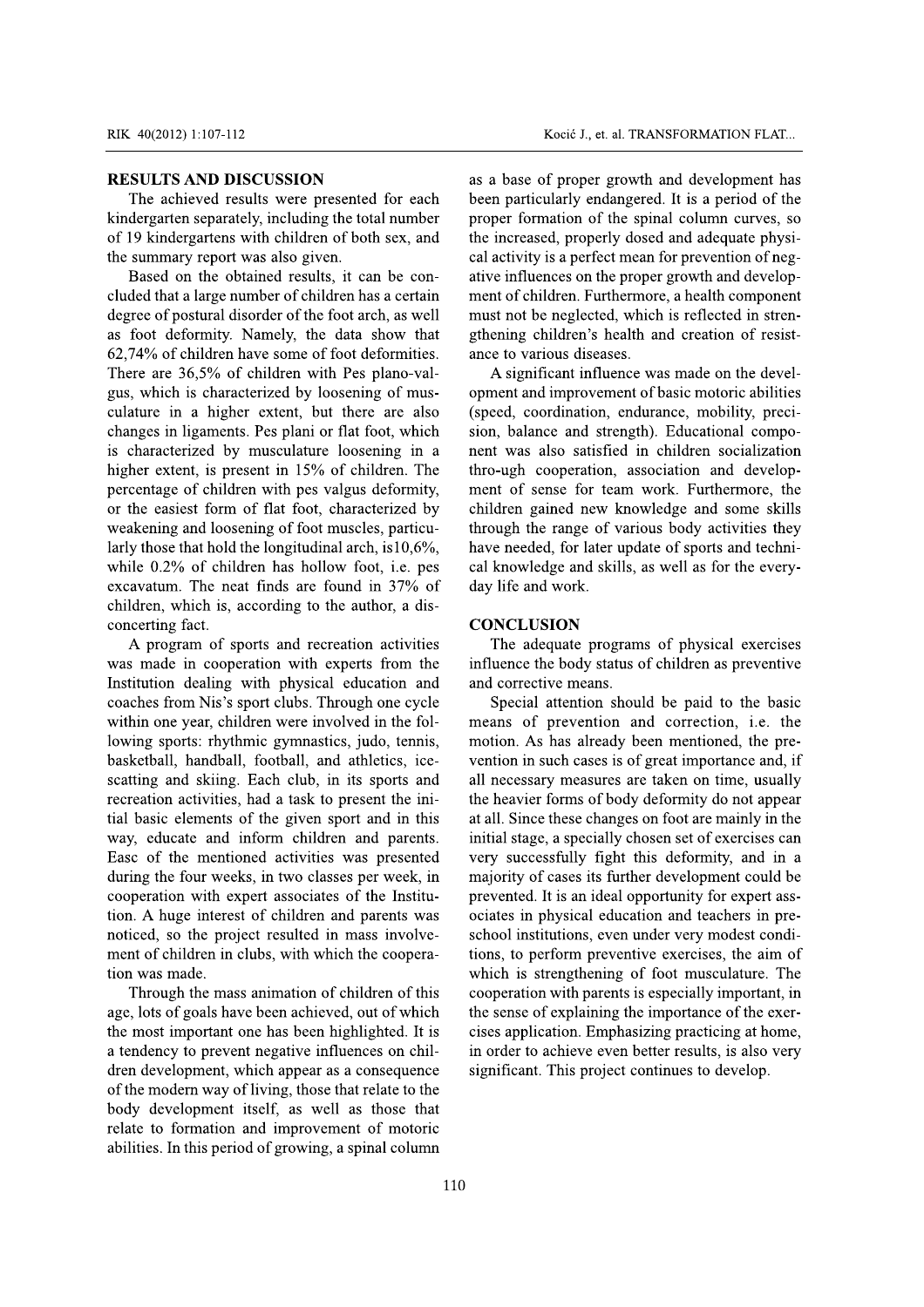## RESULTS AND DISCUSSION

The achieved results were presented for each kindergarten separately, including the total number of 19 kindergartens with children of both sex, and the summary report was also given.

Based on the obtained results, it can be concluded that a large number of children has a certain degree of postural disorder of the foot arch, as well as foot deformity. Namely, the data show that 62,74% of children have some of foot deformities. There are 36,5% of children with Pes plano-valgus, which is characterized by loosening of musculature in a higher extent, but there are also changes in ligaments. Pes plani or flat foot, which is characterized by musculature loosening in a higher extent, is present in 15% of children. The percentage of children with pes valgus deformity, or the easiest form of flat foot, characterized by weakening and loosening of foot muscles, particularly those that hold the longitudinal arch, is10,6%, while 0.2% of children has hollow foot, i.e. pes excavatum. The neat finds are found in 37% of children, which is, according to the author, a disconcerting fact.

A program of sports and recreation activities was made in cooperation with experts from the Institution dealing with physical education and coaches from Nis's sport clubs. Through one cycle within one year, children were involved in the following sports: rhythmic gymnastics, judo, tennis, basketball, handball, football, and athletics, ice-scatting and skiing. Each club, in its sports and recreation activities, had a task to present the initial basic elements of the given sport and in this way, educate and inform children and parents. Easc of the mentioned activities was presented during the four weeks, in two classes per week, in cooperation with expert associates of the Institution. A huge interest of children and parents was noticed, so the project resulted in mass involvement of children in clubs, with which the cooperation was made.

Through the mass animation of children of this age, lots of goals have been achieved, out of which the most important one has been highlighted. It is a tendency to prevent negative influences on children development, which appear as a consequence of the modern way of living, those that relate to the body development itself, as well as those that relate to formation and improvement of motoric abilities. In this period of growing, a spinal column as a base of proper growth and development has been particularly endangered. It is a period of the proper formation of the spinal column curves, so the increased, properly dosed and adequate physical activity is a perfect mean for prevention of negative influences on the proper growth and development of children. Furthermore, a health component must not be neglected, which is reflected in strengthening children's health and creation of resistance to various diseases.

A significant influence was made on the development and improvement of basic motoric abilities (speed, coordination, endurance, mobility, precision, balance and strength). Educational component was also satisfied in children socialization thro-ugh cooperation, association and development of sense for team work. Furthermore, the children gained new knowledge and some skills through the range of various body activities they have needed, for later update of sports and technical knowledge and skills, as well as for the everyday life and work.

## CONCLUSION

The adequate programs of physical exercises influence the body status of children as preventive and corrective means.

Special attention should be paid to the basic means of prevention and correction, i.e. the motion. As has already been mentioned, the prevention in such cases is of great importance and, if all necessary measures are taken on time, usually the heavier forms of body deformity do not appear at all. Since these changes on foot are mainly in the initial stage, a specially chosen set of exercises can very successfully fight this deformity, and in a majority of cases its further development could be prevented. It is an ideal opportunity for expert associates in physical education and teachers in preschool institutions, even under very modest conditions, to perform preventive exercises, the aim of which is strengthening of foot musculature. The cooperation with parents is especially important, in the sense of explaining the importance of the exercises application. Emphasizing practicing at home, in order to achieve even better results, is also very significant. This project continues to develop.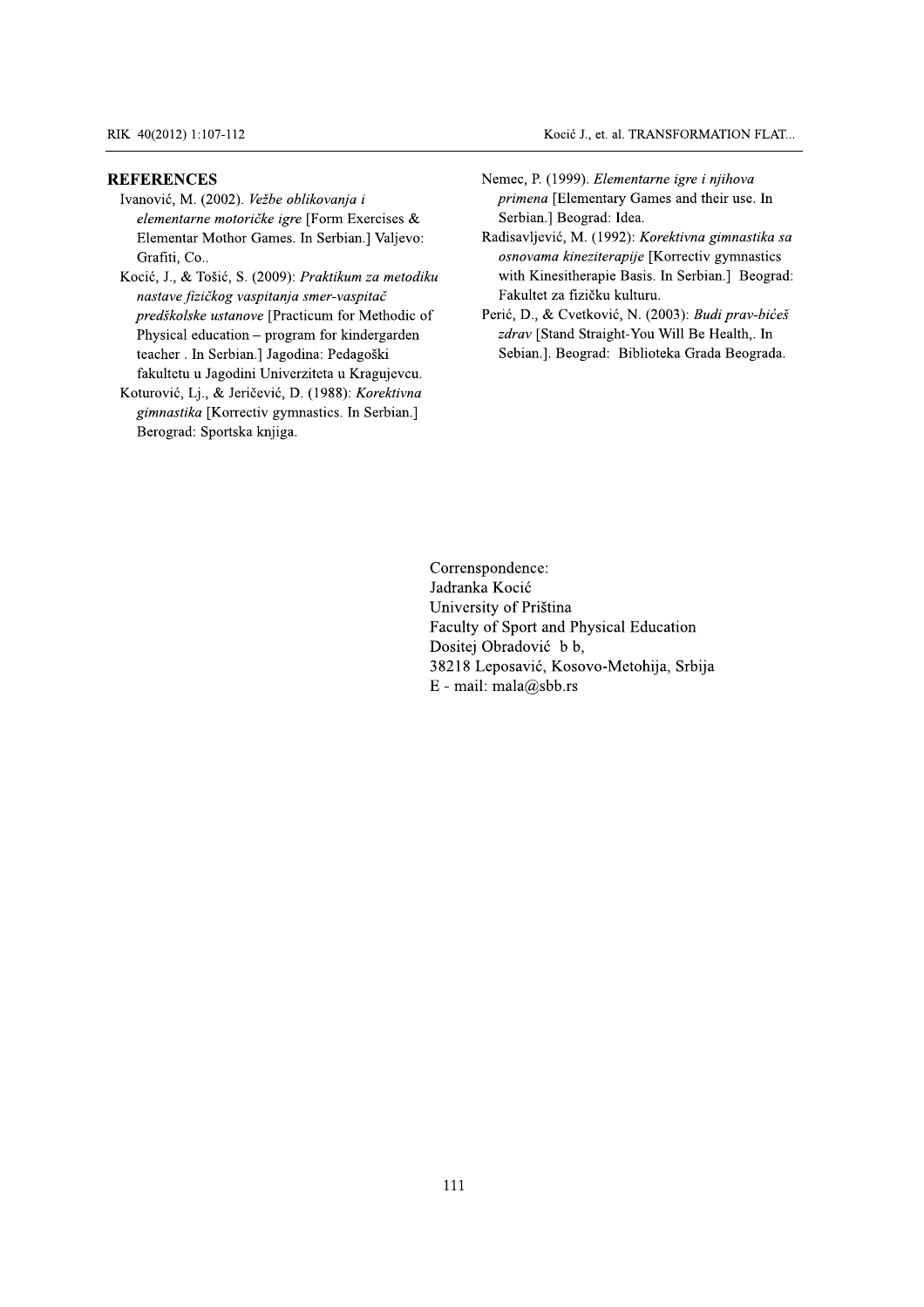## REFERENCES

Ivanović, M. (2002). *Vežbe oblikovanja i elementarne motoričke igre* [Form Exercises & Elementar Mothor Games. In Serbian.] Valjevo: Grafiti, Co..

Kocić, J., & Tošić, S. (2009): *Praktikum za metodiku nastave fizičkog vaspitanja smer-vaspitač predškolske ustanove* [Practicum for Methodic of Physical education – program for kindergarden teacher . In Serbian.] Jagodina: Pedagoški fakultetu u Jagodini Univerziteta u Kragujevcu.

Koturović, Lj., & Jeričević, D. (1988): *Korektivna gimnastika* [Korrectiv gymnastics. In Serbian.] Berograd: Sportska knjiga.

Nemec, P. (1999). *Elementarne igre i njihova primena* [Elementary Games and their use. In Serbian.] Beograd: Idea.

Radisavljević, M. (1992): *Korektivna gimnastika sa osnovama kineziterapije* [Korrectiv gymnastics with Kinesitherapie Basis. In Serbian.] Beograd: Fakultet za fizičku kulturu.

Perić, D., & Cvetković, N. (2003): *Budi prav-bićeš zdrav* [Stand Straight-You Will Be Health,. In Sebian.]. Beograd: Biblioteka Grada Beograda.

Correnspondence:
Jadranka Kocić
University of Priština
Faculty of Sport and Physical Education
Dositej Obradović b b,
38218 Leposavić, Kosovo-Metohija, Srbija
E - mail: mala@sbb.rs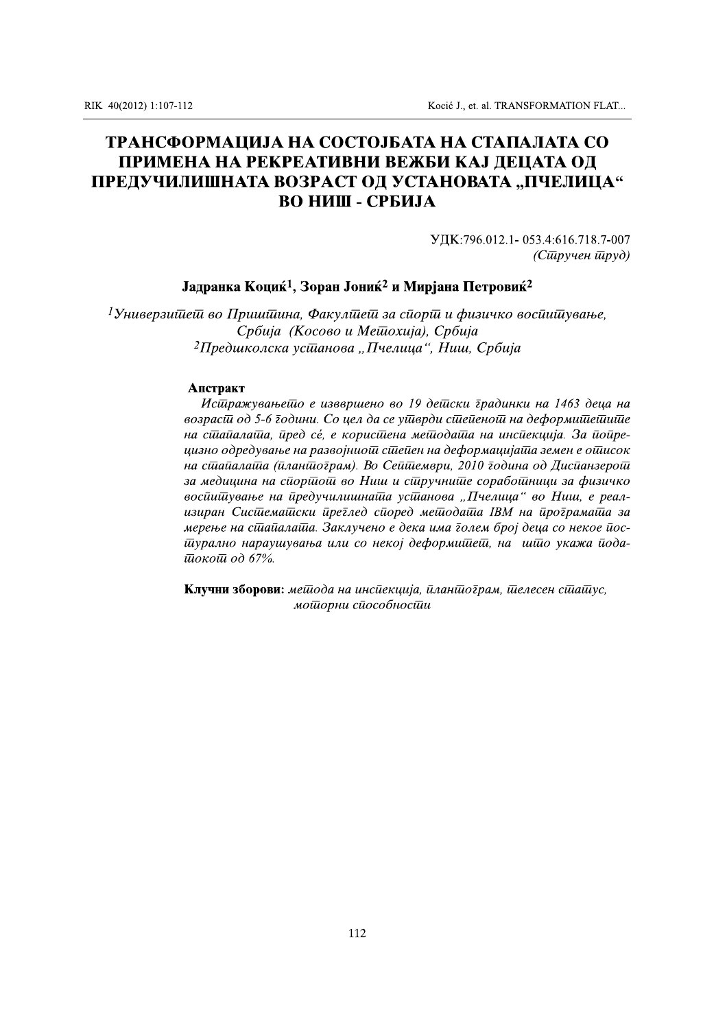# ТРАНСФОРМАЦИЈА НА СОСТОЈБАТА НА СТАПАЛАТА СО ПРИМЕНА НА РЕКРЕАТИВНИ ВЕЖБИ КАЈ ДЕЦАТА ОД ПРЕДУЧИЛИШНАТА ВОЗРАСТ ОД УСТАНОВАТА „ПЧЕЛИЦА“ ВО НИШ - СРБИЈА

УДК:796.012.1- 053.4:616.718.7-007
*(Стручен труд)*

**Јадранка Коциќ[1], Зоран Јониќ[2] и Мирјана Петровиќ[2]**

*[1]Универзитет во Приштина, Факултет за спорт и физичко воспитување, Србија (Косово и Метохија), Србија*
*[2]Предшколска установа „Пчелица“, Ниш, Србија*

**Апстракт**

*Истражувањето е извршено во 19 детски градинки на 1463 деца на возраст од 5-6 години. Со цел да се утврди степенот на деформитетите на стапалата, пред сé, е користена методата на инспекција. За попрецизно одредување на развојниот степен на деформацијата земен е отисок на стапалата (плантограм). Во Септември, 2010 година од Диспанзерот за медицина на спортот во Ниш и стручните соработници за физичко воспитување на предучилишната установа „Пчелица“ во Ниш, е реализиран Систематски преглед според методата IBM на програмата за мерење на стапалата. Заклучено е дека има голем број деца со некое постурално нараушувања или со некој деформитет, на што укажа податокот од 67%.*

**Клучни зборови:** *метода на инспекција, плантограм, телесен статус, моторни способности*